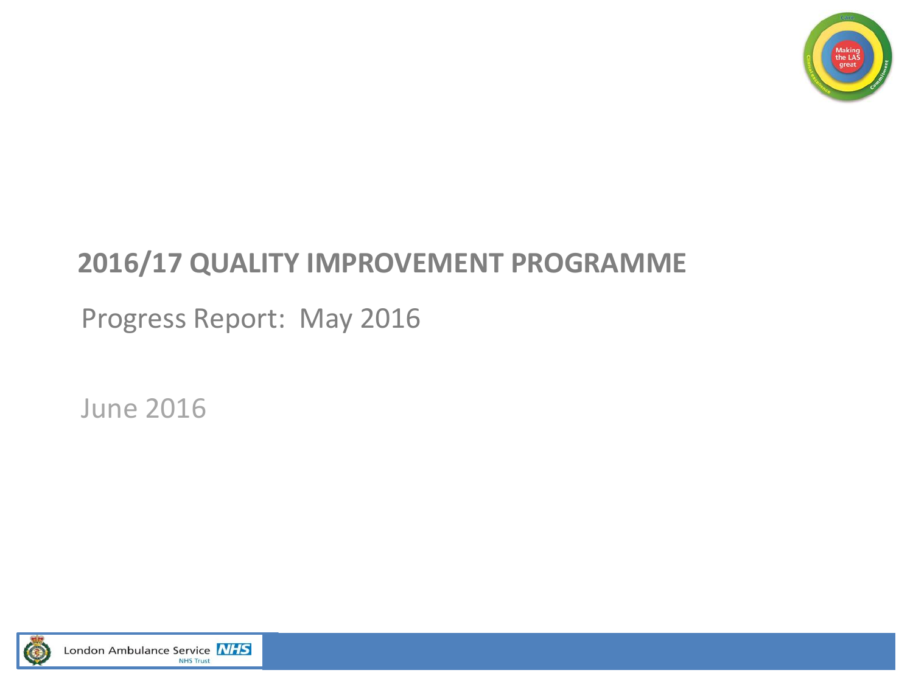# 2016/17 QUALITY IMPROVEMENT PROGRAMME

Progress Report: May 2016

June 2016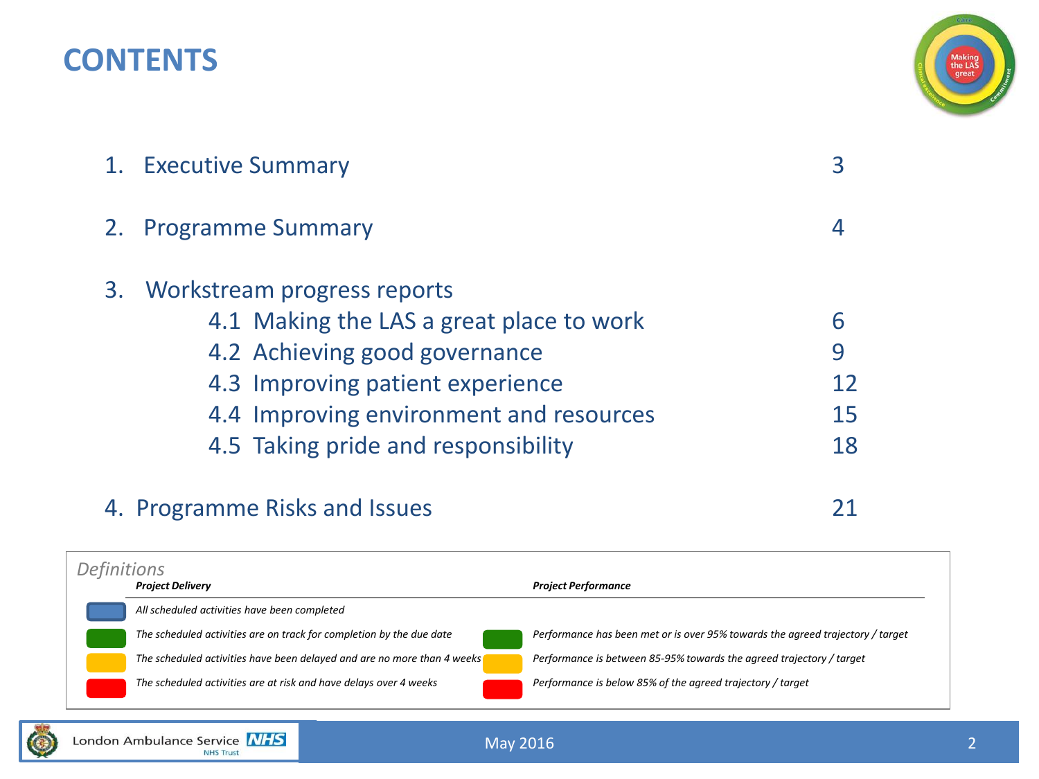# CONTENTS

| | | |
|---|---|---|
| 1. Executive Summary | | 3 |
| 2. Programme Summary | | 4 |
| 3. Workstream progress reports | | |
| | 4.1 Making the LAS a great place to work | 6 |
| | 4.2 Achieving good governance | 9 |
| | 4.3 Improving patient experience | 12 |
| | 4.4 Improving environment and resources | 15 |
| | 4.5 Taking pride and responsibility | 18 |
| 4. Programme Risks and Issues | | 21 |

*Definitions*

| Colour | ***Project Delivery*** | Colour | ***Project Performance*** |
|---|---|---|---|
| Blue | *All scheduled activities have been completed* | | |
| Green | *The scheduled activities are on track for completion by the due date* | Green | *Performance has been met or is over 95% towards the agreed trajectory / target* |
| Amber | *The scheduled activities have been delayed and are no more than 4 weeks* | Amber | *Performance is between 85-95% towards the agreed trajectory / target* |
| Red | *The scheduled activities are at risk and have delays over 4 weeks* | Red | *Performance is below 85% of the agreed trajectory / target* |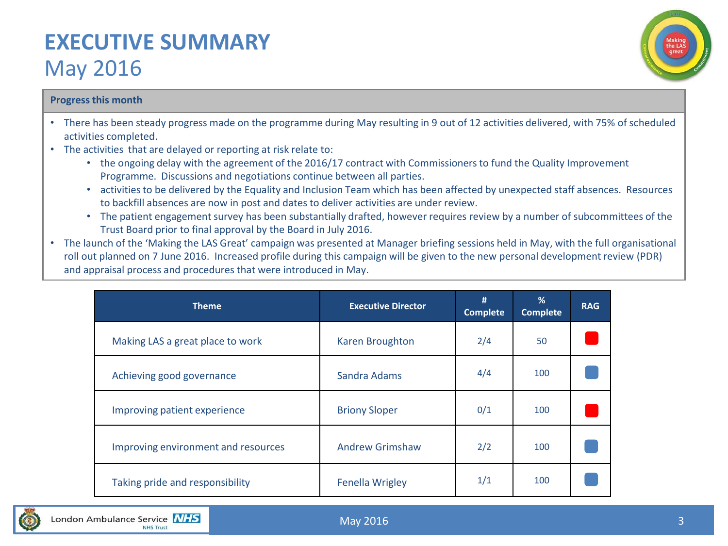# EXECUTIVE SUMMARY

## May 2016

**Progress this month**

- There has been steady progress made on the programme during May resulting in 9 out of 12 activities delivered, with 75% of scheduled activities completed.
- The activities that are delayed or reporting at risk relate to:
  - the ongoing delay with the agreement of the 2016/17 contract with Commissioners to fund the Quality Improvement Programme. Discussions and negotiations continue between all parties.
  - activities to be delivered by the Equality and Inclusion Team which has been affected by unexpected staff absences. Resources to backfill absences are now in post and dates to deliver activities are under review.
  - The patient engagement survey has been substantially drafted, however requires review by a number of subcommittees of the Trust Board prior to final approval by the Board in July 2016.
- The launch of the 'Making the LAS Great' campaign was presented at Manager briefing sessions held in May, with the full organisational roll out planned on 7 June 2016. Increased profile during this campaign will be given to the new personal development review (PDR) and appraisal process and procedures that were introduced in May.

| Theme | Executive Director | # Complete | % Complete | RAG |
|---|---|---|---|---|
| Making LAS a great place to work | Karen Broughton | 2/4 | 50 | Red |
| Achieving good governance | Sandra Adams | 4/4 | 100 | Blue |
| Improving patient experience | Briony Sloper | 0/1 | 100 | Red |
| Improving environment and resources | Andrew Grimshaw | 2/2 | 100 | Blue |
| Taking pride and responsibility | Fenella Wrigley | 1/1 | 100 | Blue |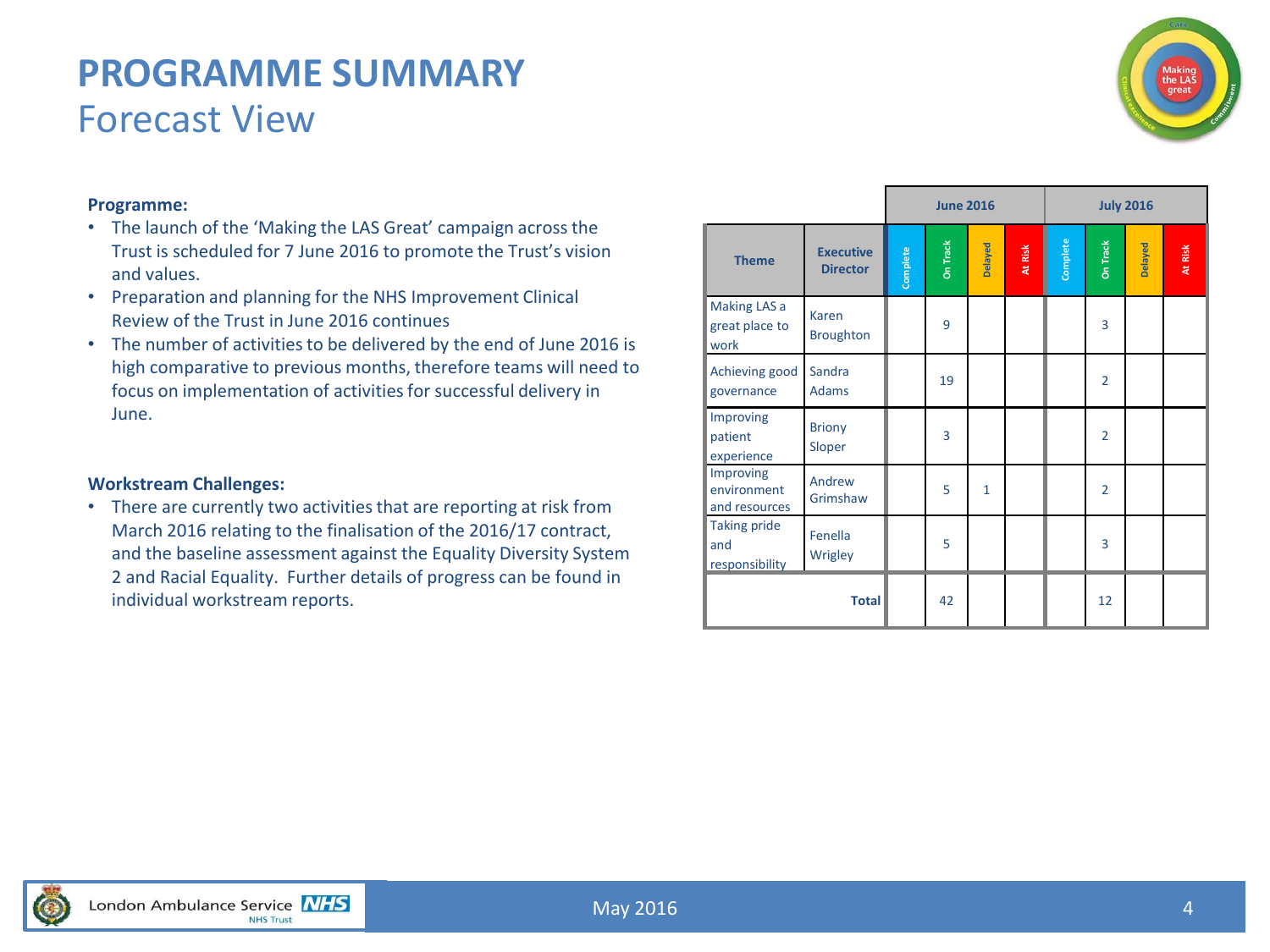# PROGRAMME SUMMARY

## Forecast View

**Programme:**

- The launch of the 'Making the LAS Great' campaign across the Trust is scheduled for 7 June 2016 to promote the Trust's vision and values.
- Preparation and planning for the NHS Improvement Clinical Review of the Trust in June 2016 continues
- The number of activities to be delivered by the end of June 2016 is high comparative to previous months, therefore teams will need to focus on implementation of activities for successful delivery in June.

**Workstream Challenges:**

- There are currently two activities that are reporting at risk from March 2016 relating to the finalisation of the 2016/17 contract, and the baseline assessment against the Equality Diversity System 2 and Racial Equality. Further details of progress can be found in individual workstream reports.

| | | June 2016 | | | | July 2016 | | | |
|---|---|---|---|---|---|---|---|---|---|
| Theme | Executive Director | Complete | On Track | Delayed | At Risk | Complete | On Track | Delayed | At Risk |
| Making LAS a great place to work | Karen Broughton | | 9 | | | | 3 | | |
| Achieving good governance | Sandra Adams | | 19 | | | | 2 | | |
| Improving patient experience | Briony Sloper | | 3 | | | | 2 | | |
| Improving environment and resources | Andrew Grimshaw | | 5 | 1 | | | 2 | | |
| Taking pride and responsibility | Fenella Wrigley | | 5 | | | | 3 | | |
| Total | | | 42 | | | | 12 | | |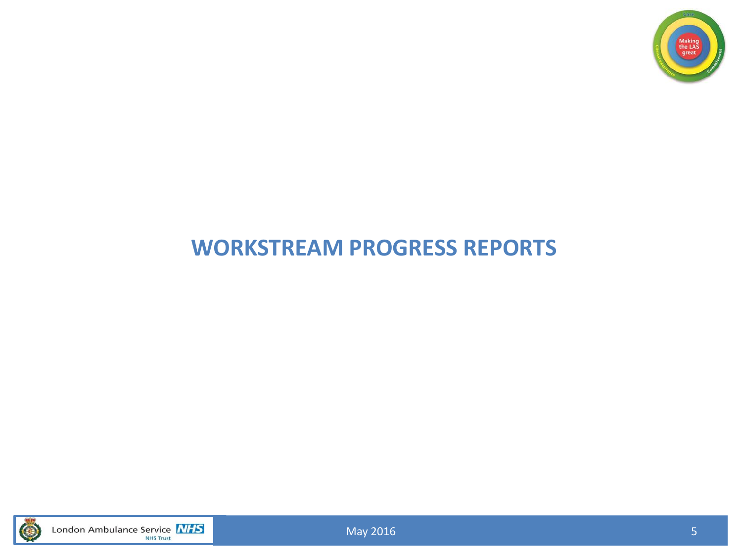# WORKSTREAM PROGRESS REPORTS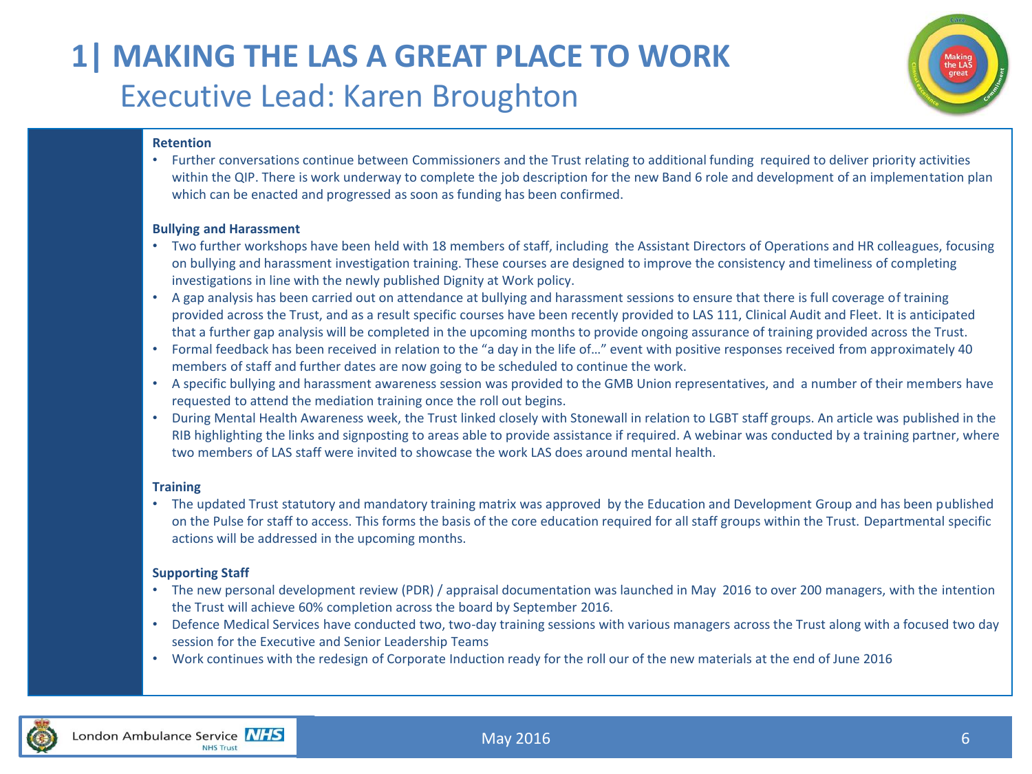# 1| MAKING THE LAS A GREAT PLACE TO WORK

## Executive Lead: Karen Broughton

**Retention**

- Further conversations continue between Commissioners and the Trust relating to additional funding required to deliver priority activities within the QIP. There is work underway to complete the job description for the new Band 6 role and development of an implementation plan which can be enacted and progressed as soon as funding has been confirmed.

**Bullying and Harassment**

- Two further workshops have been held with 18 members of staff, including the Assistant Directors of Operations and HR colleagues, focusing on bullying and harassment investigation training. These courses are designed to improve the consistency and timeliness of completing investigations in line with the newly published Dignity at Work policy.
- A gap analysis has been carried out on attendance at bullying and harassment sessions to ensure that there is full coverage of training provided across the Trust, and as a result specific courses have been recently provided to LAS 111, Clinical Audit and Fleet. It is anticipated that a further gap analysis will be completed in the upcoming months to provide ongoing assurance of training provided across the Trust.
- Formal feedback has been received in relation to the "a day in the life of…" event with positive responses received from approximately 40 members of staff and further dates are now going to be scheduled to continue the work.
- A specific bullying and harassment awareness session was provided to the GMB Union representatives, and a number of their members have requested to attend the mediation training once the roll out begins.
- During Mental Health Awareness week, the Trust linked closely with Stonewall in relation to LGBT staff groups. An article was published in the RIB highlighting the links and signposting to areas able to provide assistance if required. A webinar was conducted by a training partner, where two members of LAS staff were invited to showcase the work LAS does around mental health.

**Training**

- The updated Trust statutory and mandatory training matrix was approved by the Education and Development Group and has been published on the Pulse for staff to access. This forms the basis of the core education required for all staff groups within the Trust. Departmental specific actions will be addressed in the upcoming months.

**Supporting Staff**

- The new personal development review (PDR) / appraisal documentation was launched in May 2016 to over 200 managers, with the intention the Trust will achieve 60% completion across the board by September 2016.
- Defence Medical Services have conducted two, two-day training sessions with various managers across the Trust along with a focused two day session for the Executive and Senior Leadership Teams
- Work continues with the redesign of Corporate Induction ready for the roll our of the new materials at the end of June 2016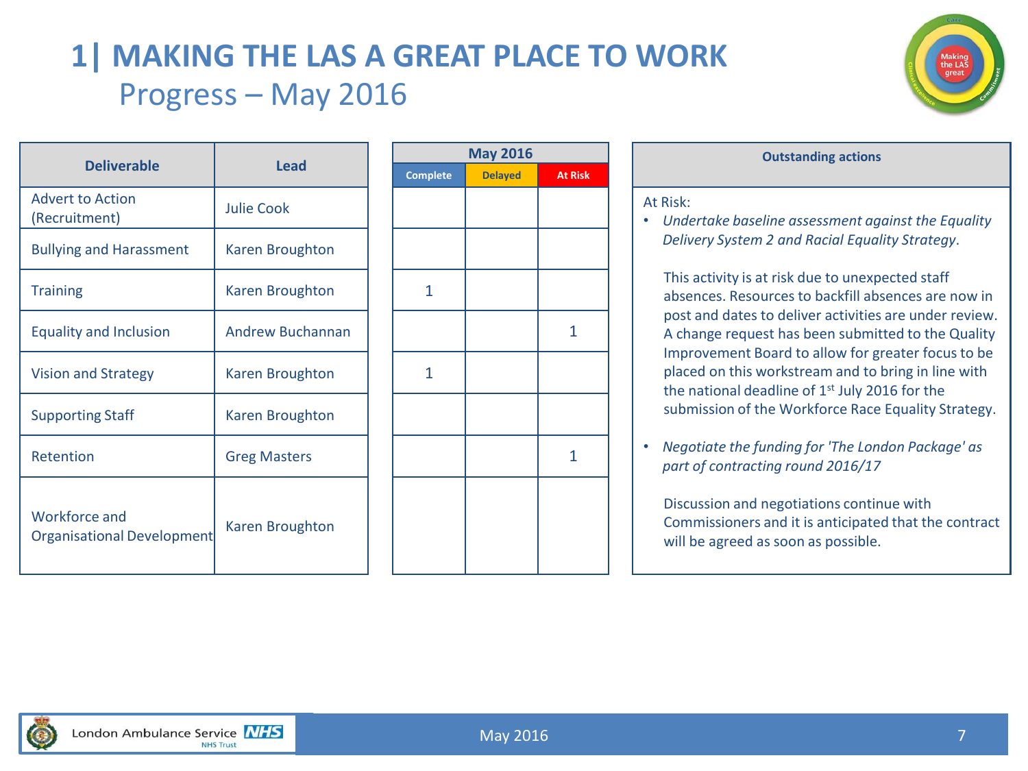# 1| MAKING THE LAS A GREAT PLACE TO WORK

## Progress – May 2016

| Deliverable | Lead | May 2016 | | |
|---|---|---|---|---|
| | | Complete | Delayed | At Risk |
| Advert to Action (Recruitment) | Julie Cook | | | |
| Bullying and Harassment | Karen Broughton | | | |
| Training | Karen Broughton | 1 | | |
| Equality and Inclusion | Andrew Buchannan | | | 1 |
| Vision and Strategy | Karen Broughton | 1 | | |
| Supporting Staff | Karen Broughton | | | |
| Retention | Greg Masters | | | 1 |
| Workforce and Organisational Development | Karen Broughton | | | |

**Outstanding actions**

At Risk:

- *Undertake baseline assessment against the Equality Delivery System 2 and Racial Equality Strategy.*

  This activity is at risk due to unexpected staff absences. Resources to backfill absences are now in post and dates to deliver activities are under review. A change request has been submitted to the Quality Improvement Board to allow for greater focus to be placed on this workstream and to bring in line with the national deadline of 1st July 2016 for the submission of the Workforce Race Equality Strategy.

- *Negotiate the funding for 'The London Package' as part of contracting round 2016/17*

  Discussion and negotiations continue with Commissioners and it is anticipated that the contract will be agreed as soon as possible.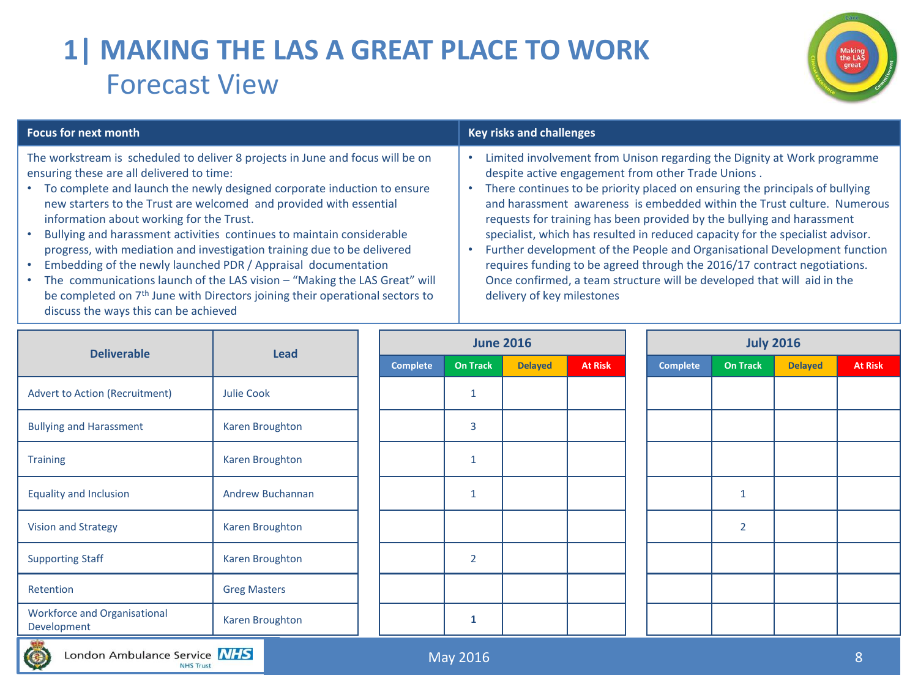# 1| MAKING THE LAS A GREAT PLACE TO WORK

## Forecast View

| Focus for next month | Key risks and challenges |
|---|---|
| The workstream is scheduled to deliver 8 projects in June and focus will be on ensuring these are all delivered to time:<br>• To complete and launch the newly designed corporate induction to ensure new starters to the Trust are welcomed and provided with essential information about working for the Trust.<br>• Bullying and harassment activities continues to maintain considerable progress, with mediation and investigation training due to be delivered<br>• Embedding of the newly launched PDR / Appraisal documentation<br>• The communications launch of the LAS vision – "Making the LAS Great" will be completed on 7th June with Directors joining their operational sectors to discuss the ways this can be achieved | • Limited involvement from Unison regarding the Dignity at Work programme despite active engagement from other Trade Unions .<br>• There continues to be priority placed on ensuring the principals of bullying and harassment awareness is embedded within the Trust culture. Numerous requests for training has been provided by the bullying and harassment specialist, which has resulted in reduced capacity for the specialist advisor.<br>• Further development of the People and Organisational Development function requires funding to be agreed through the 2016/17 contract negotiations. Once confirmed, a team structure will be developed that will aid in the delivery of key milestones |

| Deliverable | Lead | June 2016 | | | | July 2016 | | | |
|---|---|---|---|---|---|---|---|---|---|
| | | Complete | On Track | Delayed | At Risk | Complete | On Track | Delayed | At Risk |
| Advert to Action (Recruitment) | Julie Cook | | 1 | | | | | | |
| Bullying and Harassment | Karen Broughton | | 3 | | | | | | |
| Training | Karen Broughton | | 1 | | | | | | |
| Equality and Inclusion | Andrew Buchannan | | 1 | | | | 1 | | |
| Vision and Strategy | Karen Broughton | | | | | | 2 | | |
| Supporting Staff | Karen Broughton | | 2 | | | | | | |
| Retention | Greg Masters | | | | | | | | |
| Workforce and Organisational Development | Karen Broughton | | 1 | | | | | | |

London Ambulance Service NHS Trust

May 2016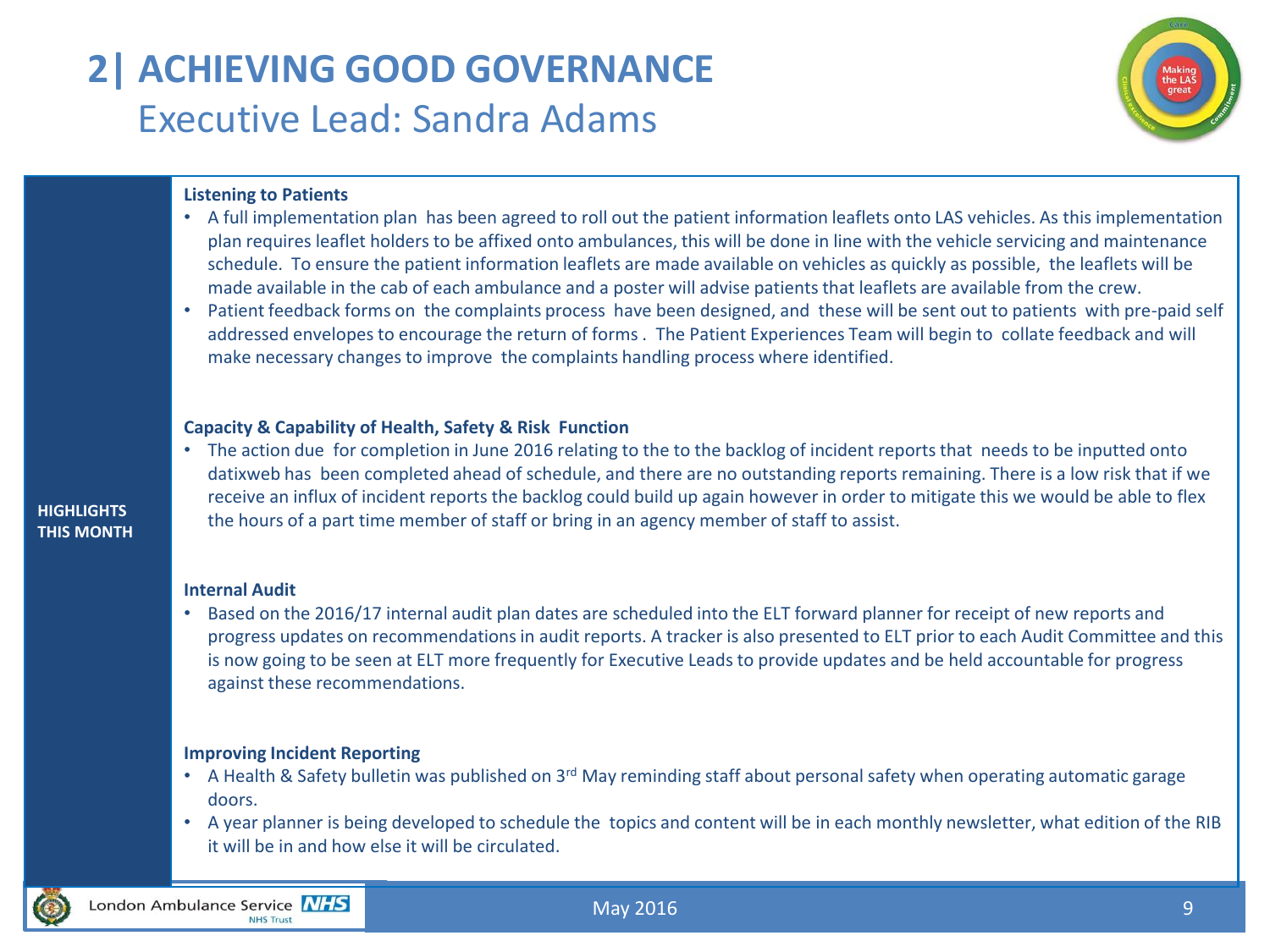# 2| ACHIEVING GOOD GOVERNANCE

## Executive Lead: Sandra Adams

**HIGHLIGHTS THIS MONTH**

**Listening to Patients**

- A full implementation plan has been agreed to roll out the patient information leaflets onto LAS vehicles. As this implementation plan requires leaflet holders to be affixed onto ambulances, this will be done in line with the vehicle servicing and maintenance schedule. To ensure the patient information leaflets are made available on vehicles as quickly as possible, the leaflets will be made available in the cab of each ambulance and a poster will advise patients that leaflets are available from the crew.
- Patient feedback forms on the complaints process have been designed, and these will be sent out to patients with pre-paid self addressed envelopes to encourage the return of forms . The Patient Experiences Team will begin to collate feedback and will make necessary changes to improve the complaints handling process where identified.

**Capacity & Capability of Health, Safety & Risk Function**

- The action due for completion in June 2016 relating to the to the backlog of incident reports that needs to be inputted onto datixweb has been completed ahead of schedule, and there are no outstanding reports remaining. There is a low risk that if we receive an influx of incident reports the backlog could build up again however in order to mitigate this we would be able to flex the hours of a part time member of staff or bring in an agency member of staff to assist.

**Internal Audit**

- Based on the 2016/17 internal audit plan dates are scheduled into the ELT forward planner for receipt of new reports and progress updates on recommendations in audit reports. A tracker is also presented to ELT prior to each Audit Committee and this is now going to be seen at ELT more frequently for Executive Leads to provide updates and be held accountable for progress against these recommendations.

**Improving Incident Reporting**

- A Health & Safety bulletin was published on 3rd May reminding staff about personal safety when operating automatic garage doors.
- A year planner is being developed to schedule the topics and content will be in each monthly newsletter, what edition of the RIB it will be in and how else it will be circulated.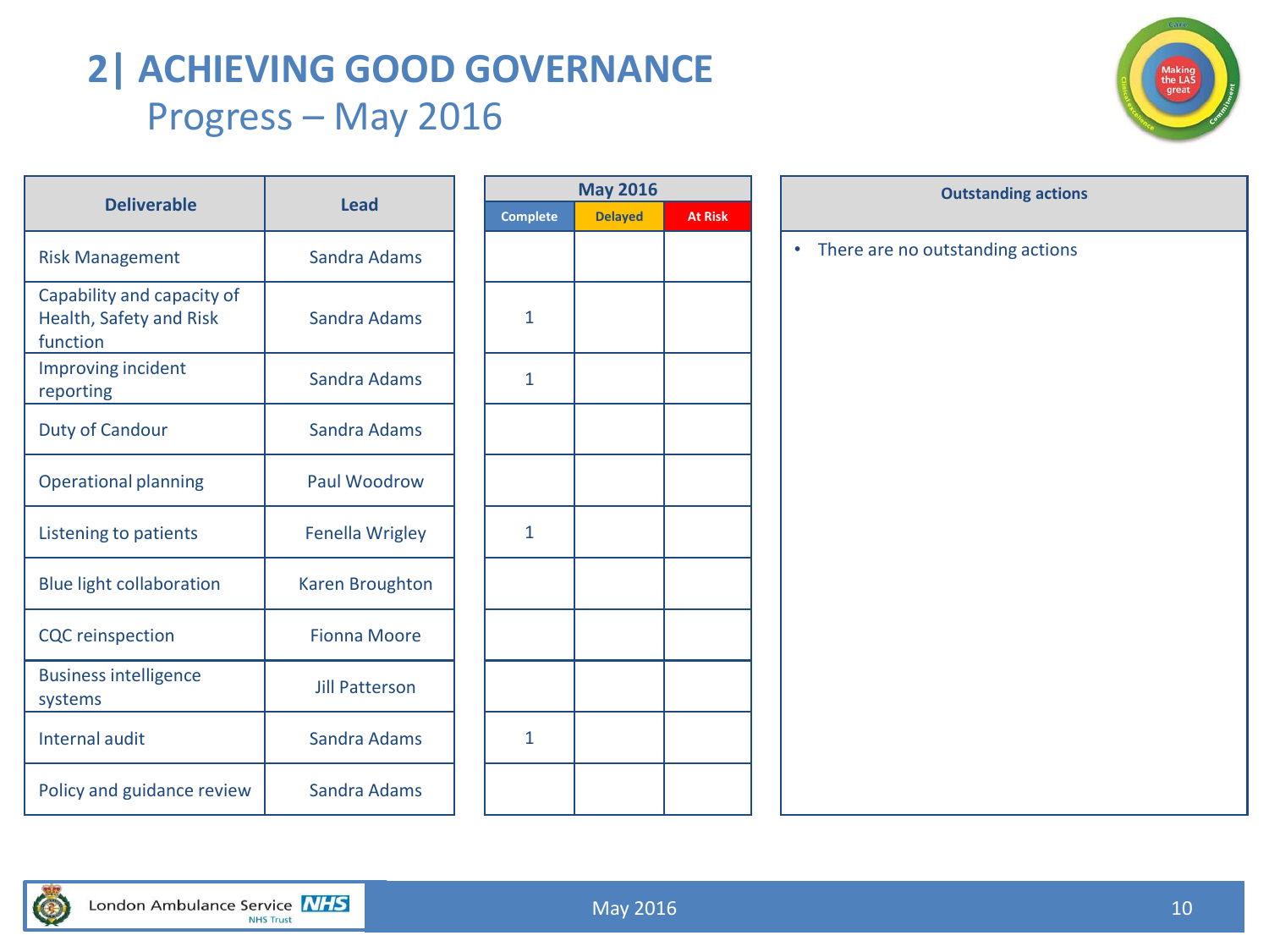# 2| ACHIEVING GOOD GOVERNANCE

## Progress – May 2016

| Deliverable | Lead | May 2016 | | |
|---|---|---|---|---|
| | | Complete | Delayed | At Risk |
| Risk Management | Sandra Adams | | | |
| Capability and capacity of Health, Safety and Risk function | Sandra Adams | 1 | | |
| Improving incident reporting | Sandra Adams | 1 | | |
| Duty of Candour | Sandra Adams | | | |
| Operational planning | Paul Woodrow | | | |
| Listening to patients | Fenella Wrigley | 1 | | |
| Blue light collaboration | Karen Broughton | | | |
| CQC reinspection | Fionna Moore | | | |
| Business intelligence systems | Jill Patterson | | | |
| Internal audit | Sandra Adams | 1 | | |
| Policy and guidance review | Sandra Adams | | | |

| Outstanding actions |
|---|
| • There are no outstanding actions |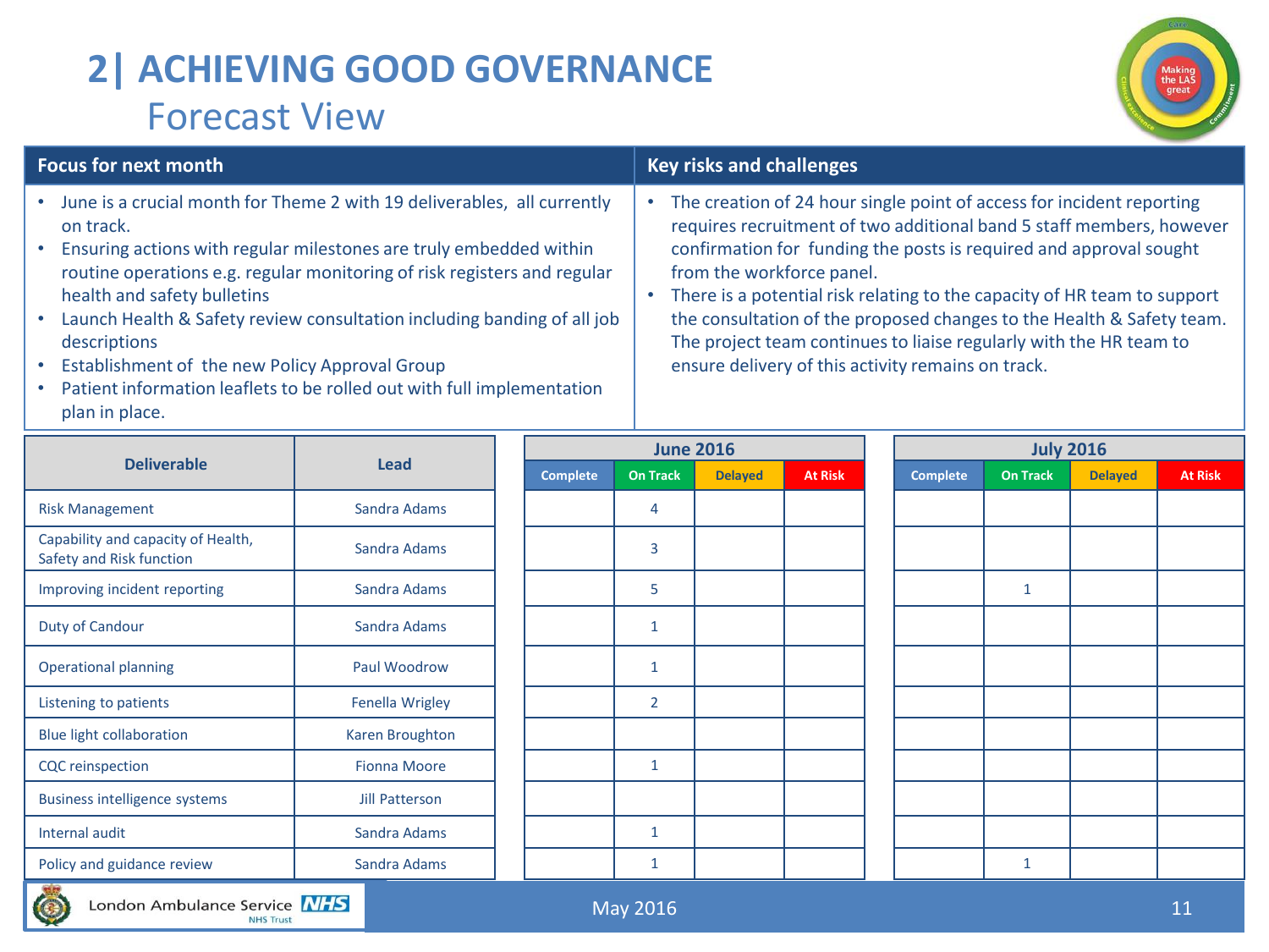# 2| ACHIEVING GOOD GOVERNANCE

## Forecast View

| Focus for next month | Key risks and challenges |
|---|---|
| • June is a crucial month for Theme 2 with 19 deliverables, all currently on track.<br>• Ensuring actions with regular milestones are truly embedded within routine operations e.g. regular monitoring of risk registers and regular health and safety bulletins<br>• Launch Health & Safety review consultation including banding of all job descriptions<br>• Establishment of the new Policy Approval Group<br>• Patient information leaflets to be rolled out with full implementation plan in place. | • The creation of 24 hour single point of access for incident reporting requires recruitment of two additional band 5 staff members, however confirmation for funding the posts is required and approval sought from the workforce panel.<br>• There is a potential risk relating to the capacity of HR team to support the consultation of the proposed changes to the Health & Safety team. The project team continues to liaise regularly with the HR team to ensure delivery of this activity remains on track. |

| Deliverable | Lead | June 2016 | | | | July 2016 | | | |
|---|---|---|---|---|---|---|---|---|---|
| | | Complete | On Track | Delayed | At Risk | Complete | On Track | Delayed | At Risk |
| Risk Management | Sandra Adams | | 4 | | | | | | |
| Capability and capacity of Health, Safety and Risk function | Sandra Adams | | 3 | | | | | | |
| Improving incident reporting | Sandra Adams | | 5 | | | | 1 | | |
| Duty of Candour | Sandra Adams | | 1 | | | | | | |
| Operational planning | Paul Woodrow | | 1 | | | | | | |
| Listening to patients | Fenella Wrigley | | 2 | | | | | | |
| Blue light collaboration | Karen Broughton | | | | | | | | |
| CQC reinspection | Fionna Moore | | 1 | | | | | | |
| Business intelligence systems | Jill Patterson | | | | | | | | |
| Internal audit | Sandra Adams | | 1 | | | | | | |
| Policy and guidance review | Sandra Adams | | 1 | | | | 1 | | |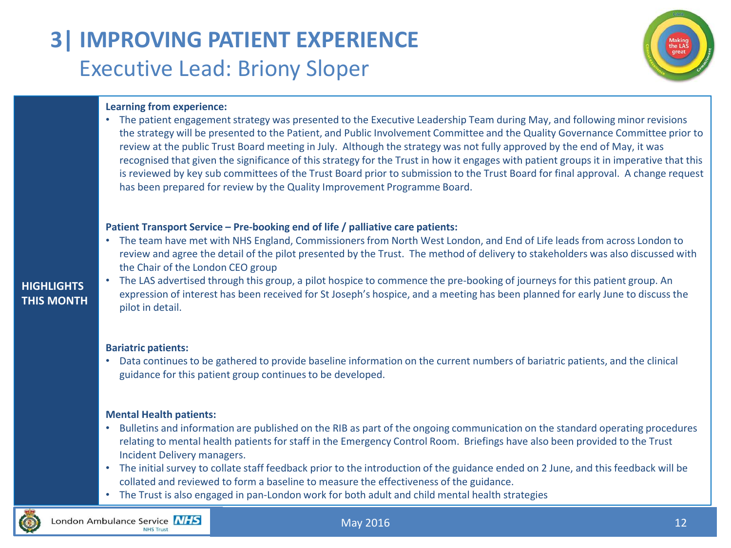# 3| IMPROVING PATIENT EXPERIENCE

## Executive Lead: Briony Sloper

**HIGHLIGHTS THIS MONTH**

**Learning from experience:**

- The patient engagement strategy was presented to the Executive Leadership Team during May, and following minor revisions the strategy will be presented to the Patient, and Public Involvement Committee and the Quality Governance Committee prior to review at the public Trust Board meeting in July. Although the strategy was not fully approved by the end of May, it was recognised that given the significance of this strategy for the Trust in how it engages with patient groups it in imperative that this is reviewed by key sub committees of the Trust Board prior to submission to the Trust Board for final approval. A change request has been prepared for review by the Quality Improvement Programme Board.

**Patient Transport Service – Pre-booking end of life / palliative care patients:**

- The team have met with NHS England, Commissioners from North West London, and End of Life leads from across London to review and agree the detail of the pilot presented by the Trust. The method of delivery to stakeholders was also discussed with the Chair of the London CEO group
- The LAS advertised through this group, a pilot hospice to commence the pre-booking of journeys for this patient group. An expression of interest has been received for St Joseph's hospice, and a meeting has been planned for early June to discuss the pilot in detail.

**Bariatric patients:**

- Data continues to be gathered to provide baseline information on the current numbers of bariatric patients, and the clinical guidance for this patient group continues to be developed.

**Mental Health patients:**

- Bulletins and information are published on the RIB as part of the ongoing communication on the standard operating procedures relating to mental health patients for staff in the Emergency Control Room. Briefings have also been provided to the Trust Incident Delivery managers.
- The initial survey to collate staff feedback prior to the introduction of the guidance ended on 2 June, and this feedback will be collated and reviewed to form a baseline to measure the effectiveness of the guidance.
- The Trust is also engaged in pan-London work for both adult and child mental health strategies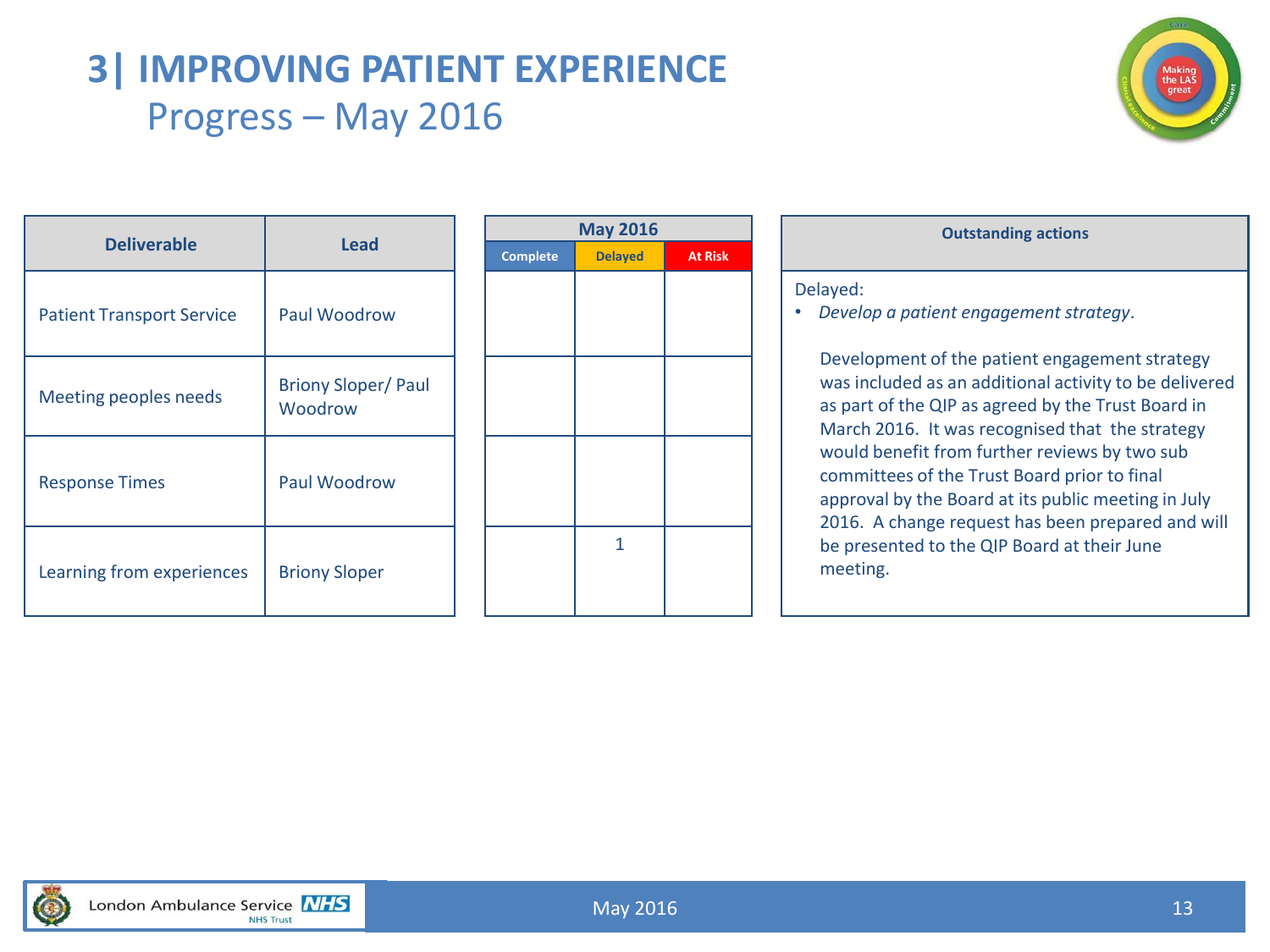# 3| IMPROVING PATIENT EXPERIENCE

## Progress – May 2016

| Deliverable | Lead | May 2016 | | |
|---|---|---|---|---|
| | | Complete | Delayed | At Risk |
| Patient Transport Service | Paul Woodrow | | | |
| Meeting peoples needs | Briony Sloper/ Paul Woodrow | | | |
| Response Times | Paul Woodrow | | | |
| Learning from experiences | Briony Sloper | | 1 | |

**Outstanding actions**

Delayed:

- *Develop a patient engagement strategy*.

  Development of the patient engagement strategy was included as an additional activity to be delivered as part of the QIP as agreed by the Trust Board in March 2016. It was recognised that the strategy would benefit from further reviews by two sub committees of the Trust Board prior to final approval by the Board at its public meeting in July 2016. A change request has been prepared and will be presented to the QIP Board at their June meeting.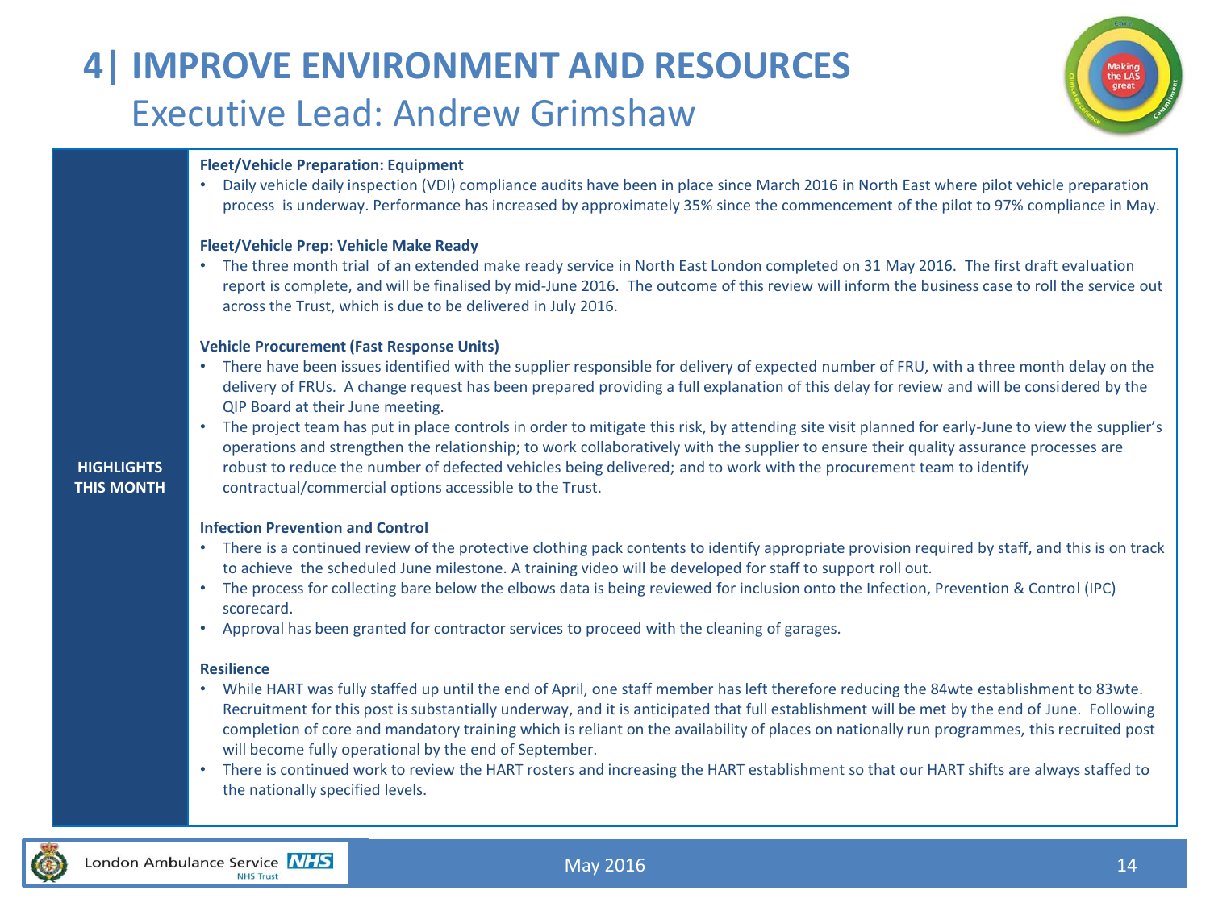# 4| IMPROVE ENVIRONMENT AND RESOURCES

## Executive Lead: Andrew Grimshaw

**HIGHLIGHTS THIS MONTH**

**Fleet/Vehicle Preparation: Equipment**

- Daily vehicle daily inspection (VDI) compliance audits have been in place since March 2016 in North East where pilot vehicle preparation process is underway. Performance has increased by approximately 35% since the commencement of the pilot to 97% compliance in May.

**Fleet/Vehicle Prep: Vehicle Make Ready**

- The three month trial of an extended make ready service in North East London completed on 31 May 2016. The first draft evaluation report is complete, and will be finalised by mid-June 2016. The outcome of this review will inform the business case to roll the service out across the Trust, which is due to be delivered in July 2016.

**Vehicle Procurement (Fast Response Units)**

- There have been issues identified with the supplier responsible for delivery of expected number of FRU, with a three month delay on the delivery of FRUs. A change request has been prepared providing a full explanation of this delay for review and will be considered by the QIP Board at their June meeting.
- The project team has put in place controls in order to mitigate this risk, by attending site visit planned for early-June to view the supplier's operations and strengthen the relationship; to work collaboratively with the supplier to ensure their quality assurance processes are robust to reduce the number of defected vehicles being delivered; and to work with the procurement team to identify contractual/commercial options accessible to the Trust.

**Infection Prevention and Control**

- There is a continued review of the protective clothing pack contents to identify appropriate provision required by staff, and this is on track to achieve the scheduled June milestone. A training video will be developed for staff to support roll out.
- The process for collecting bare below the elbows data is being reviewed for inclusion onto the Infection, Prevention & Control (IPC) scorecard.
- Approval has been granted for contractor services to proceed with the cleaning of garages.

**Resilience**

- While HART was fully staffed up until the end of April, one staff member has left therefore reducing the 84wte establishment to 83wte. Recruitment for this post is substantially underway, and it is anticipated that full establishment will be met by the end of June. Following completion of core and mandatory training which is reliant on the availability of places on nationally run programmes, this recruited post will become fully operational by the end of September.
- There is continued work to review the HART rosters and increasing the HART establishment so that our HART shifts are always staffed to the nationally specified levels.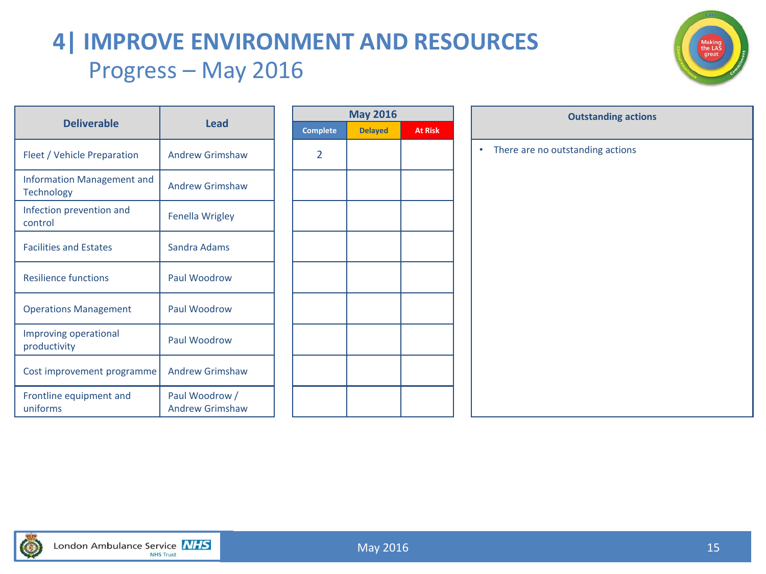# 4| IMPROVE ENVIRONMENT AND RESOURCES

## Progress – May 2016

| Deliverable | Lead | May 2016 | | |
|---|---|---|---|---|
| | | Complete | Delayed | At Risk |
| Fleet / Vehicle Preparation | Andrew Grimshaw | 2 | | |
| Information Management and Technology | Andrew Grimshaw | | | |
| Infection prevention and control | Fenella Wrigley | | | |
| Facilities and Estates | Sandra Adams | | | |
| Resilience functions | Paul Woodrow | | | |
| Operations Management | Paul Woodrow | | | |
| Improving operational productivity | Paul Woodrow | | | |
| Cost improvement programme | Andrew Grimshaw | | | |
| Frontline equipment and uniforms | Paul Woodrow / Andrew Grimshaw | | | |

**Outstanding actions**

- There are no outstanding actions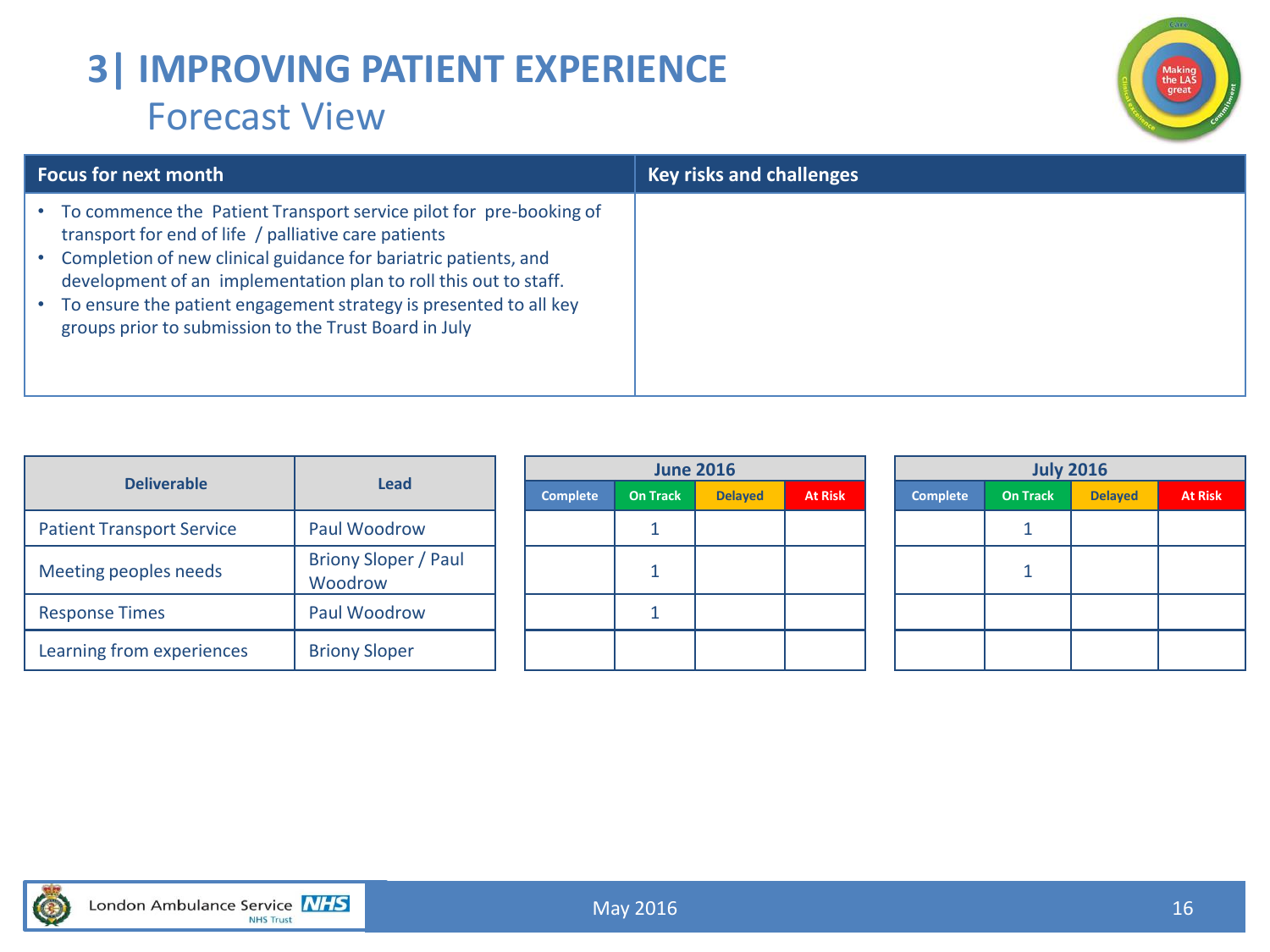# 3| IMPROVING PATIENT EXPERIENCE

## Forecast View

| Focus for next month | Key risks and challenges |
|---|---|
| • To commence the Patient Transport service pilot for pre-booking of transport for end of life / palliative care patients<br>• Completion of new clinical guidance for bariatric patients, and development of an implementation plan to roll this out to staff.<br>• To ensure the patient engagement strategy is presented to all key groups prior to submission to the Trust Board in July | |

| Deliverable | Lead | June 2016 | | | | July 2016 | | | |
|---|---|---|---|---|---|---|---|---|---|
| | | Complete | On Track | Delayed | At Risk | Complete | On Track | Delayed | At Risk |
| Patient Transport Service | Paul Woodrow | | 1 | | | | 1 | | |
| Meeting peoples needs | Briony Sloper / Paul Woodrow | | 1 | | | | 1 | | |
| Response Times | Paul Woodrow | | 1 | | | | | | |
| Learning from experiences | Briony Sloper | | | | | | | | |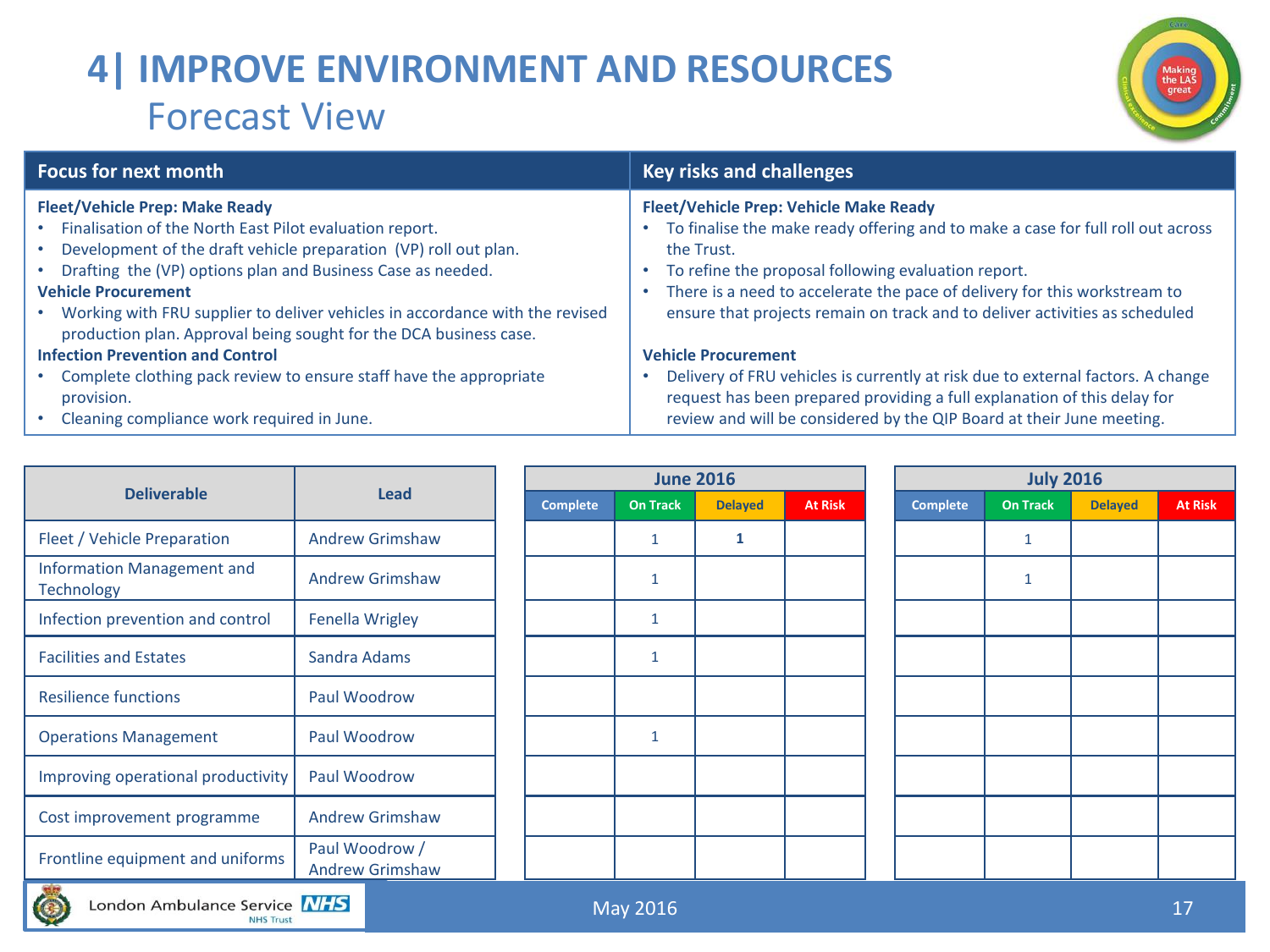# 4| IMPROVE ENVIRONMENT AND RESOURCES

## Forecast View

| Focus for next month | Key risks and challenges |
|---|---|
| **Fleet/Vehicle Prep: Make Ready**<br>• Finalisation of the North East Pilot evaluation report.<br>• Development of the draft vehicle preparation (VP) roll out plan.<br>• Drafting the (VP) options plan and Business Case as needed.<br>**Vehicle Procurement**<br>• Working with FRU supplier to deliver vehicles in accordance with the revised production plan. Approval being sought for the DCA business case.<br>**Infection Prevention and Control**<br>• Complete clothing pack review to ensure staff have the appropriate provision.<br>• Cleaning compliance work required in June. | **Fleet/Vehicle Prep: Vehicle Make Ready**<br>• To finalise the make ready offering and to make a case for full roll out across the Trust.<br>• To refine the proposal following evaluation report.<br>• There is a need to accelerate the pace of delivery for this workstream to ensure that projects remain on track and to deliver activities as scheduled<br><br>**Vehicle Procurement**<br>• Delivery of FRU vehicles is currently at risk due to external factors. A change request has been prepared providing a full explanation of this delay for review and will be considered by the QIP Board at their June meeting. |

| Deliverable | Lead | June 2016 | | | | July 2016 | | | |
|---|---|---|---|---|---|---|---|---|---|
| | | Complete | On Track | Delayed | At Risk | Complete | On Track | Delayed | At Risk |
| Fleet / Vehicle Preparation | Andrew Grimshaw | | 1 | **1** | | | 1 | | |
| Information Management and Technology | Andrew Grimshaw | | 1 | | | | 1 | | |
| Infection prevention and control | Fenella Wrigley | | 1 | | | | | | |
| Facilities and Estates | Sandra Adams | | 1 | | | | | | |
| Resilience functions | Paul Woodrow | | | | | | | | |
| Operations Management | Paul Woodrow | | 1 | | | | | | |
| Improving operational productivity | Paul Woodrow | | | | | | | | |
| Cost improvement programme | Andrew Grimshaw | | | | | | | | |
| Frontline equipment and uniforms | Paul Woodrow / Andrew Grimshaw | | | | | | | | |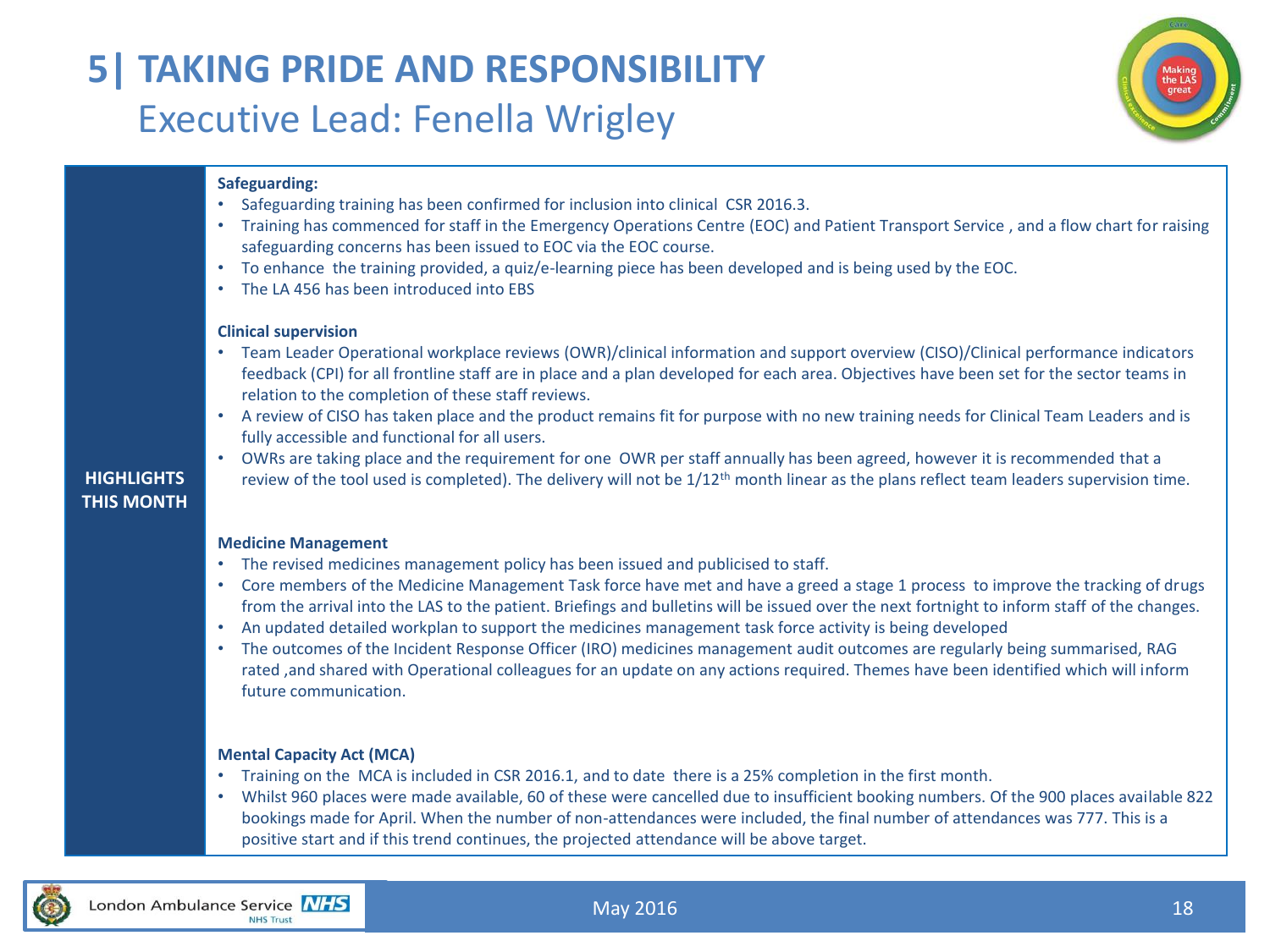# 5| TAKING PRIDE AND RESPONSIBILITY

## Executive Lead: Fenella Wrigley

**HIGHLIGHTS THIS MONTH**

**Safeguarding:**

- Safeguarding training has been confirmed for inclusion into clinical CSR 2016.3.
- Training has commenced for staff in the Emergency Operations Centre (EOC) and Patient Transport Service , and a flow chart for raising safeguarding concerns has been issued to EOC via the EOC course.
- To enhance the training provided, a quiz/e-learning piece has been developed and is being used by the EOC.
- The LA 456 has been introduced into EBS

**Clinical supervision**

- Team Leader Operational workplace reviews (OWR)/clinical information and support overview (CISO)/Clinical performance indicators feedback (CPI) for all frontline staff are in place and a plan developed for each area. Objectives have been set for the sector teams in relation to the completion of these staff reviews.
- A review of CISO has taken place and the product remains fit for purpose with no new training needs for Clinical Team Leaders and is fully accessible and functional for all users.
- OWRs are taking place and the requirement for one OWR per staff annually has been agreed, however it is recommended that a review of the tool used is completed). The delivery will not be 1/12th month linear as the plans reflect team leaders supervision time.

**Medicine Management**

- The revised medicines management policy has been issued and publicised to staff.
- Core members of the Medicine Management Task force have met and have a greed a stage 1 process to improve the tracking of drugs from the arrival into the LAS to the patient. Briefings and bulletins will be issued over the next fortnight to inform staff of the changes.
- An updated detailed workplan to support the medicines management task force activity is being developed
- The outcomes of the Incident Response Officer (IRO) medicines management audit outcomes are regularly being summarised, RAG rated ,and shared with Operational colleagues for an update on any actions required. Themes have been identified which will inform future communication.

**Mental Capacity Act (MCA)**

- Training on the MCA is included in CSR 2016.1, and to date there is a 25% completion in the first month.
- Whilst 960 places were made available, 60 of these were cancelled due to insufficient booking numbers. Of the 900 places available 822 bookings made for April. When the number of non-attendances were included, the final number of attendances was 777. This is a positive start and if this trend continues, the projected attendance will be above target.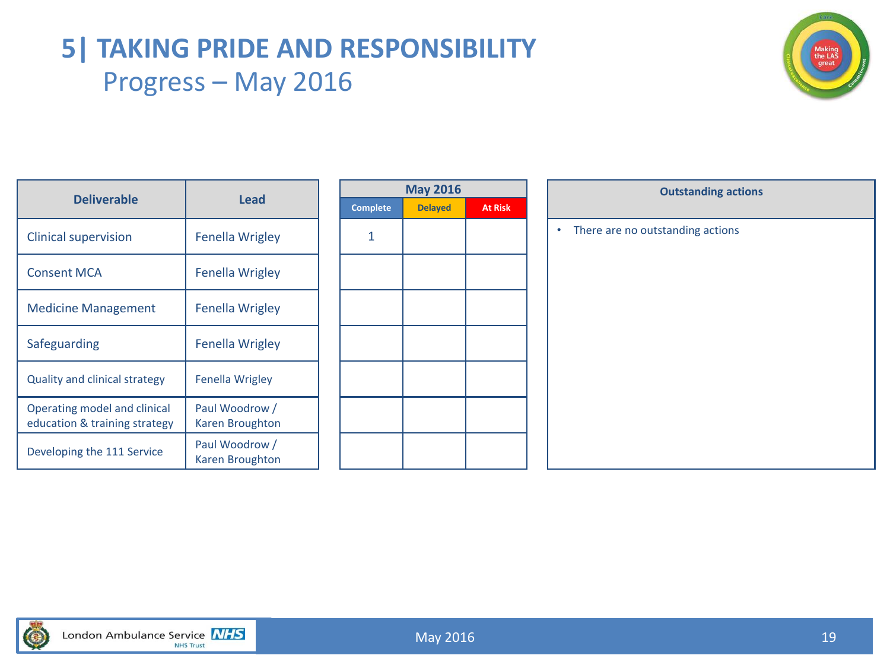# 5| TAKING PRIDE AND RESPONSIBILITY

## Progress – May 2016

| Deliverable | Lead | May 2016 | | |
|---|---|---|---|---|
| | | Complete | Delayed | At Risk |
| Clinical supervision | Fenella Wrigley | 1 | | |
| Consent MCA | Fenella Wrigley | | | |
| Medicine Management | Fenella Wrigley | | | |
| Safeguarding | Fenella Wrigley | | | |
| Quality and clinical strategy | Fenella Wrigley | | | |
| Operating model and clinical education & training strategy | Paul Woodrow / Karen Broughton | | | |
| Developing the 111 Service | Paul Woodrow / Karen Broughton | | | |

| Outstanding actions |
|---|
| • There are no outstanding actions |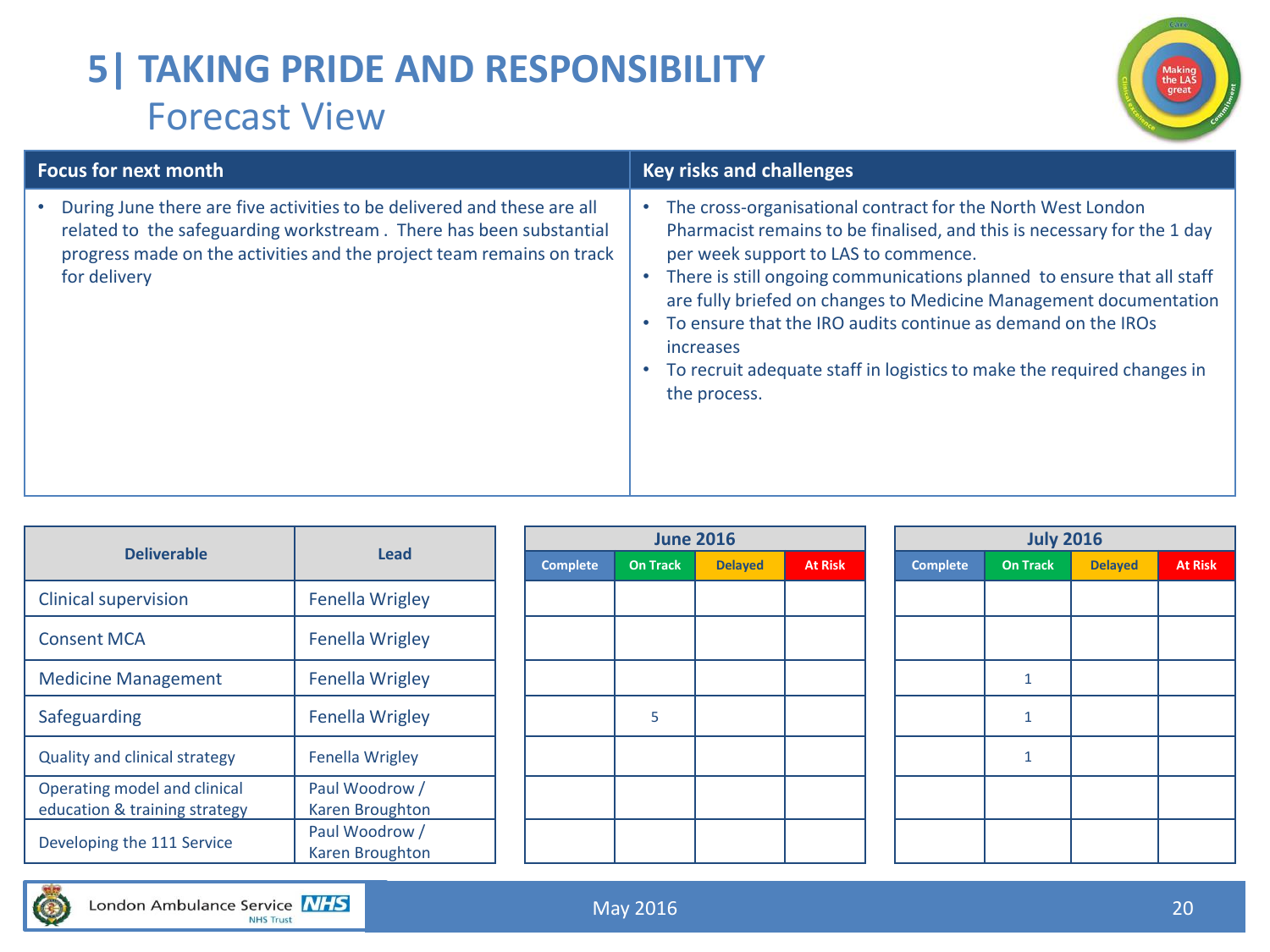# 5| TAKING PRIDE AND RESPONSIBILITY

## Forecast View

| Focus for next month | Key risks and challenges |
|---|---|
| • During June there are five activities to be delivered and these are all related to the safeguarding workstream . There has been substantial progress made on the activities and the project team remains on track for delivery | • The cross-organisational contract for the North West London Pharmacist remains to be finalised, and this is necessary for the 1 day per week support to LAS to commence.<br>• There is still ongoing communications planned to ensure that all staff are fully briefed on changes to Medicine Management documentation<br>• To ensure that the IRO audits continue as demand on the IROs increases<br>• To recruit adequate staff in logistics to make the required changes in the process. |

| Deliverable | Lead | June 2016 | | | | July 2016 | | | |
|---|---|---|---|---|---|---|---|---|---|
| | | Complete | On Track | Delayed | At Risk | Complete | On Track | Delayed | At Risk |
| Clinical supervision | Fenella Wrigley | | | | | | | | |
| Consent MCA | Fenella Wrigley | | | | | | | | |
| Medicine Management | Fenella Wrigley | | | | | | 1 | | |
| Safeguarding | Fenella Wrigley | | 5 | | | | 1 | | |
| Quality and clinical strategy | Fenella Wrigley | | | | | | 1 | | |
| Operating model and clinical education & training strategy | Paul Woodrow / Karen Broughton | | | | | | | | |
| Developing the 111 Service | Paul Woodrow / Karen Broughton | | | | | | | | |